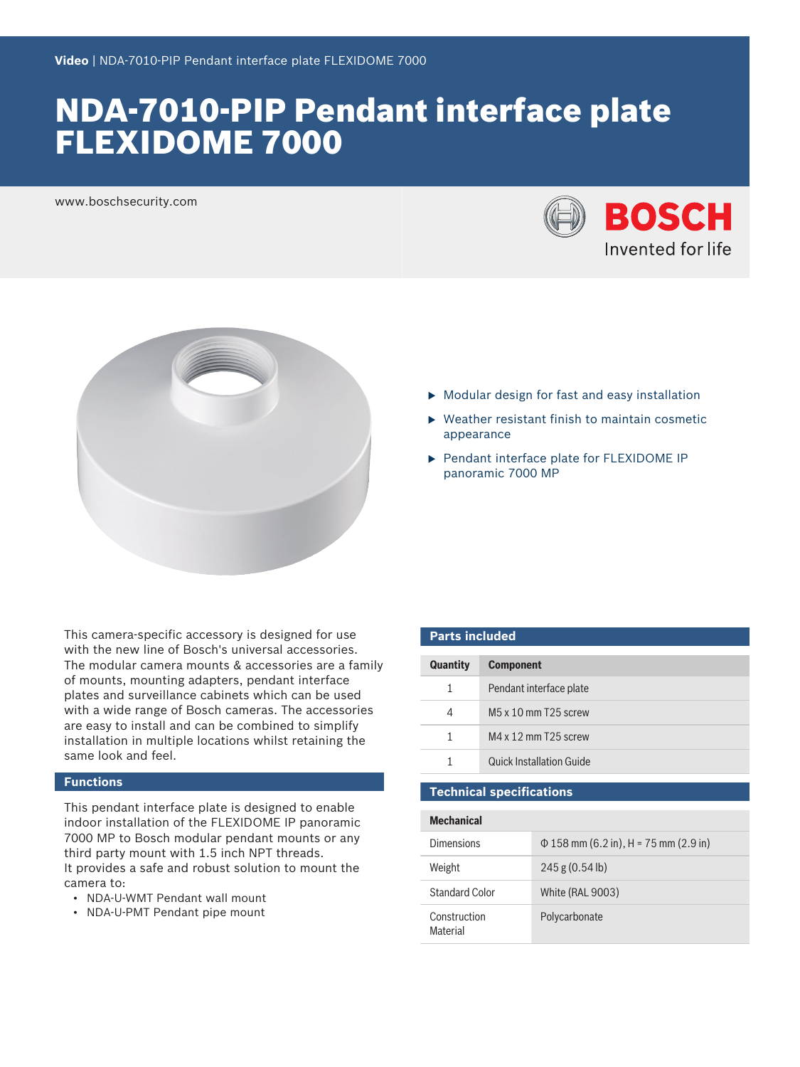Video | NDA-7010-PIP Pendant interface plate FLEXIDOME 7000

# NDA-7010-PIP Pendant interface plate FLEXIDOME 7000

www.boschsecurity.com

BOSCH
Invented for life

- Modular design for fast and easy installation
- Weather resistant finish to maintain cosmetic appearance
- Pendant interface plate for FLEXIDOME IP panoramic 7000 MP

This camera-specific accessory is designed for use with the new line of Bosch's universal accessories. The modular camera mounts & accessories are a family of mounts, mounting adapters, pendant interface plates and surveillance cabinets which can be used with a wide range of Bosch cameras. The accessories are easy to install and can be combined to simplify installation in multiple locations whilst retaining the same look and feel.

## Functions

This pendant interface plate is designed to enable indoor installation of the FLEXIDOME IP panoramic 7000 MP to Bosch modular pendant mounts or any third party mount with 1.5 inch NPT threads.
It provides a safe and robust solution to mount the camera to:

- NDA-U-WMT Pendant wall mount
- NDA-U-PMT Pendant pipe mount

## Parts included

| Quantity | Component |
|---|---|
| 1 | Pendant interface plate |
| 4 | M5 x 10 mm T25 screw |
| 1 | M4 x 12 mm T25 screw |
| 1 | Quick Installation Guide |

## Technical specifications

| Mechanical | |
|---|---|
| Dimensions | Φ 158 mm (6.2 in), H = 75 mm (2.9 in) |
| Weight | 245 g (0.54 lb) |
| Standard Color | White (RAL 9003) |
| Construction Material | Polycarbonate |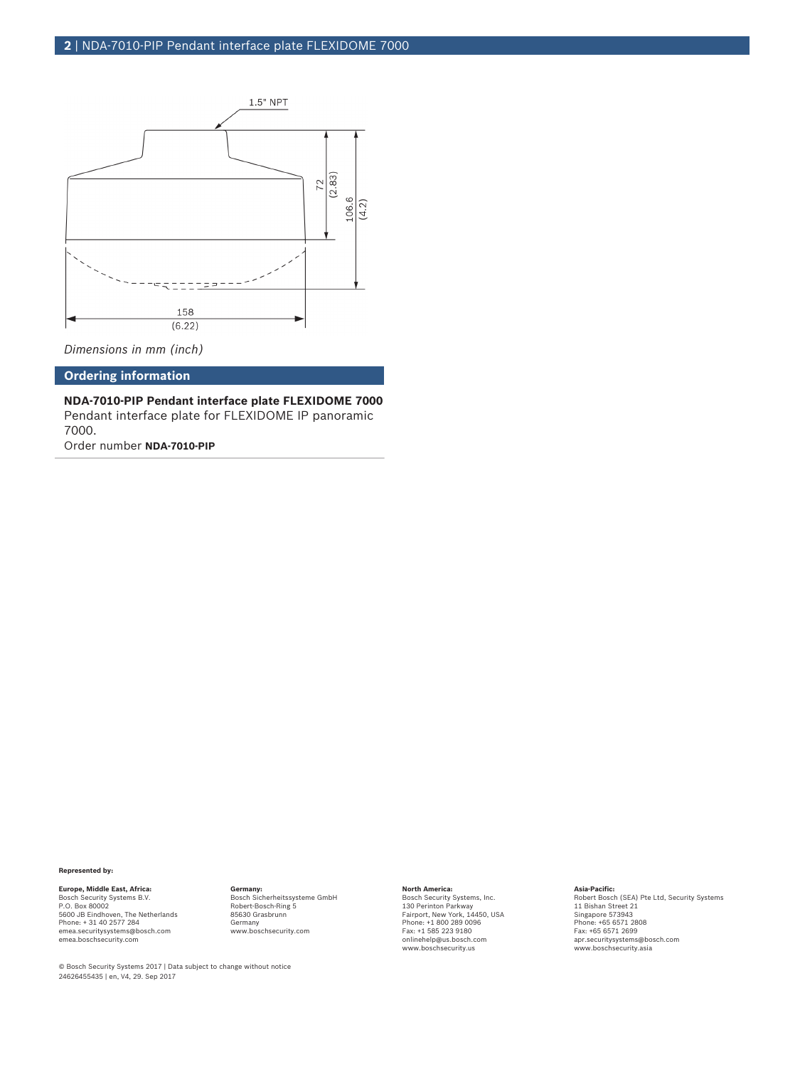1.5" NPT

72
(2.83)

106.6
(4.2)

158
(6.22)

*Dimensions in mm (inch)*

## Ordering information

**NDA-7010-PIP Pendant interface plate FLEXIDOME 7000**
Pendant interface plate for FLEXIDOME IP panoramic 7000.
Order number **NDA-7010-PIP**

**Represented by:**

**Europe, Middle East, Africa:**
Bosch Security Systems B.V.
P.O. Box 80002
5600 JB Eindhoven, The Netherlands
Phone: + 31 40 2577 284
emea.securitysystems@bosch.com
emea.boschsecurity.com

**Germany:**
Bosch Sicherheitssysteme GmbH
Robert-Bosch-Ring 5
85630 Grasbrunn
Germany
www.boschsecurity.com

**North America:**
Bosch Security Systems, Inc.
130 Perinton Parkway
Fairport, New York, 14450, USA
Phone: +1 800 289 0096
Fax: +1 585 223 9180
onlinehelp@us.bosch.com
www.boschsecurity.us

**Asia-Pacific:**
Robert Bosch (SEA) Pte Ltd, Security Systems
11 Bishan Street 21
Singapore 573943
Phone: +65 6571 2808
Fax: +65 6571 2699
apr.securitysystems@bosch.com
www.boschsecurity.asia

© Bosch Security Systems 2017 | Data subject to change without notice
24626455435 | en, V4, 29. Sep 2017